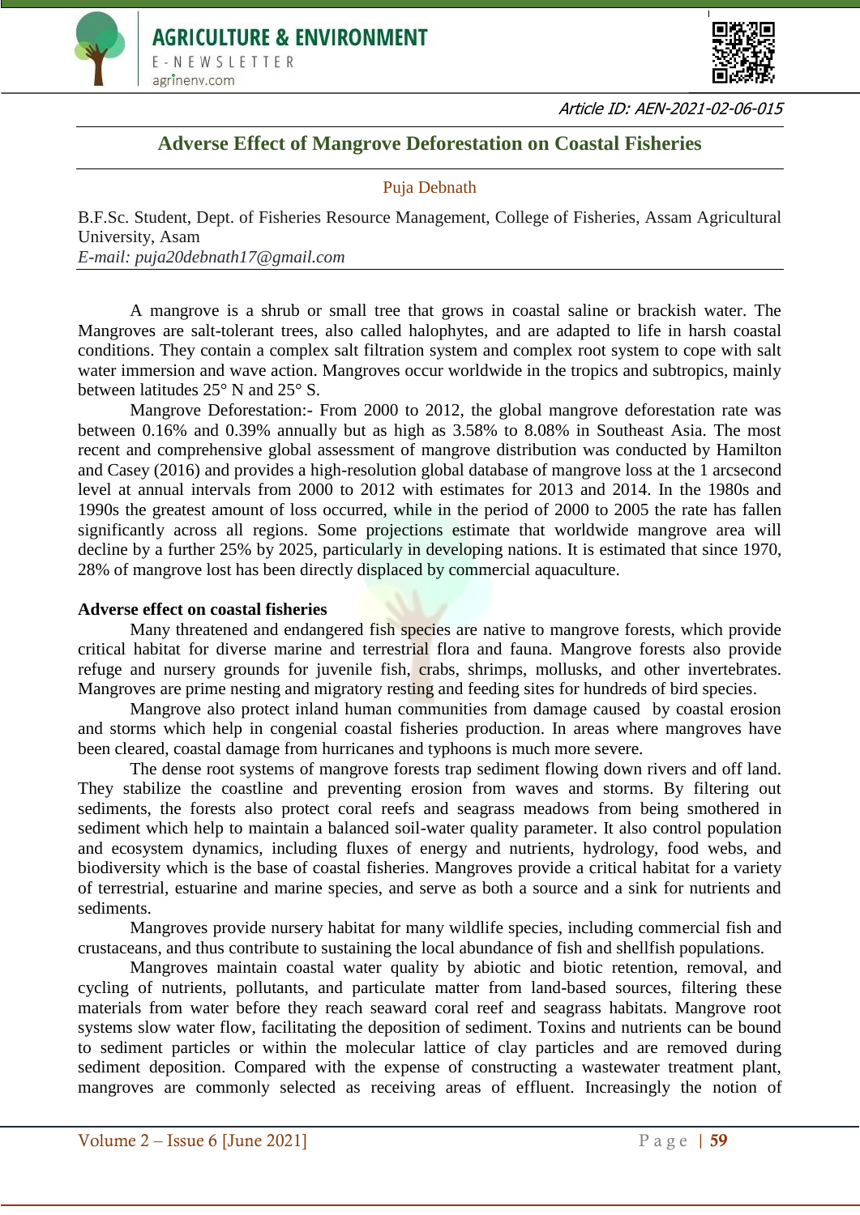Article ID: AEN-2021-02-06-015

# Adverse Effect of Mangrove Deforestation on Coastal Fisheries

Puja Debnath

B.F.Sc. Student, Dept. of Fisheries Resource Management, College of Fisheries, Assam Agricultural University, Asam

*E-mail: puja20debnath17@gmail.com*

A mangrove is a shrub or small tree that grows in coastal saline or brackish water. The Mangroves are salt-tolerant trees, also called halophytes, and are adapted to life in harsh coastal conditions. They contain a complex salt filtration system and complex root system to cope with salt water immersion and wave action. Mangroves occur worldwide in the tropics and subtropics, mainly between latitudes 25° N and 25° S.

Mangrove Deforestation:- From 2000 to 2012, the global mangrove deforestation rate was between 0.16% and 0.39% annually but as high as 3.58% to 8.08% in Southeast Asia. The most recent and comprehensive global assessment of mangrove distribution was conducted by Hamilton and Casey (2016) and provides a high-resolution global database of mangrove loss at the 1 arcsecond level at annual intervals from 2000 to 2012 with estimates for 2013 and 2014. In the 1980s and 1990s the greatest amount of loss occurred, while in the period of 2000 to 2005 the rate has fallen significantly across all regions. Some projections estimate that worldwide mangrove area will decline by a further 25% by 2025, particularly in developing nations. It is estimated that since 1970, 28% of mangrove lost has been directly displaced by commercial aquaculture.

## Adverse effect on coastal fisheries

Many threatened and endangered fish species are native to mangrove forests, which provide critical habitat for diverse marine and terrestrial flora and fauna. Mangrove forests also provide refuge and nursery grounds for juvenile fish, crabs, shrimps, mollusks, and other invertebrates. Mangroves are prime nesting and migratory resting and feeding sites for hundreds of bird species.

Mangrove also protect inland human communities from damage caused by coastal erosion and storms which help in congenial coastal fisheries production. In areas where mangroves have been cleared, coastal damage from hurricanes and typhoons is much more severe.

The dense root systems of mangrove forests trap sediment flowing down rivers and off land. They stabilize the coastline and preventing erosion from waves and storms. By filtering out sediments, the forests also protect coral reefs and seagrass meadows from being smothered in sediment which help to maintain a balanced soil-water quality parameter. It also control population and ecosystem dynamics, including fluxes of energy and nutrients, hydrology, food webs, and biodiversity which is the base of coastal fisheries. Mangroves provide a critical habitat for a variety of terrestrial, estuarine and marine species, and serve as both a source and a sink for nutrients and sediments.

Mangroves provide nursery habitat for many wildlife species, including commercial fish and crustaceans, and thus contribute to sustaining the local abundance of fish and shellfish populations.

Mangroves maintain coastal water quality by abiotic and biotic retention, removal, and cycling of nutrients, pollutants, and particulate matter from land-based sources, filtering these materials from water before they reach seaward coral reef and seagrass habitats. Mangrove root systems slow water flow, facilitating the deposition of sediment. Toxins and nutrients can be bound to sediment particles or within the molecular lattice of clay particles and are removed during sediment deposition. Compared with the expense of constructing a wastewater treatment plant, mangroves are commonly selected as receiving areas of effluent. Increasingly the notion of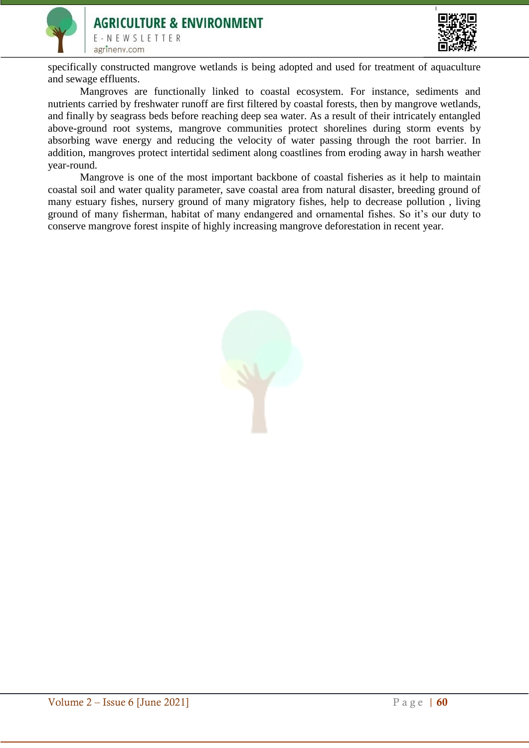specifically constructed mangrove wetlands is being adopted and used for treatment of aquaculture and sewage effluents.

Mangroves are functionally linked to coastal ecosystem. For instance, sediments and nutrients carried by freshwater runoff are first filtered by coastal forests, then by mangrove wetlands, and finally by seagrass beds before reaching deep sea water. As a result of their intricately entangled above-ground root systems, mangrove communities protect shorelines during storm events by absorbing wave energy and reducing the velocity of water passing through the root barrier. In addition, mangroves protect intertidal sediment along coastlines from eroding away in harsh weather year-round.

Mangrove is one of the most important backbone of coastal fisheries as it help to maintain coastal soil and water quality parameter, save coastal area from natural disaster, breeding ground of many estuary fishes, nursery ground of many migratory fishes, help to decrease pollution , living ground of many fisherman, habitat of many endangered and ornamental fishes. So it's our duty to conserve mangrove forest inspite of highly increasing mangrove deforestation in recent year.